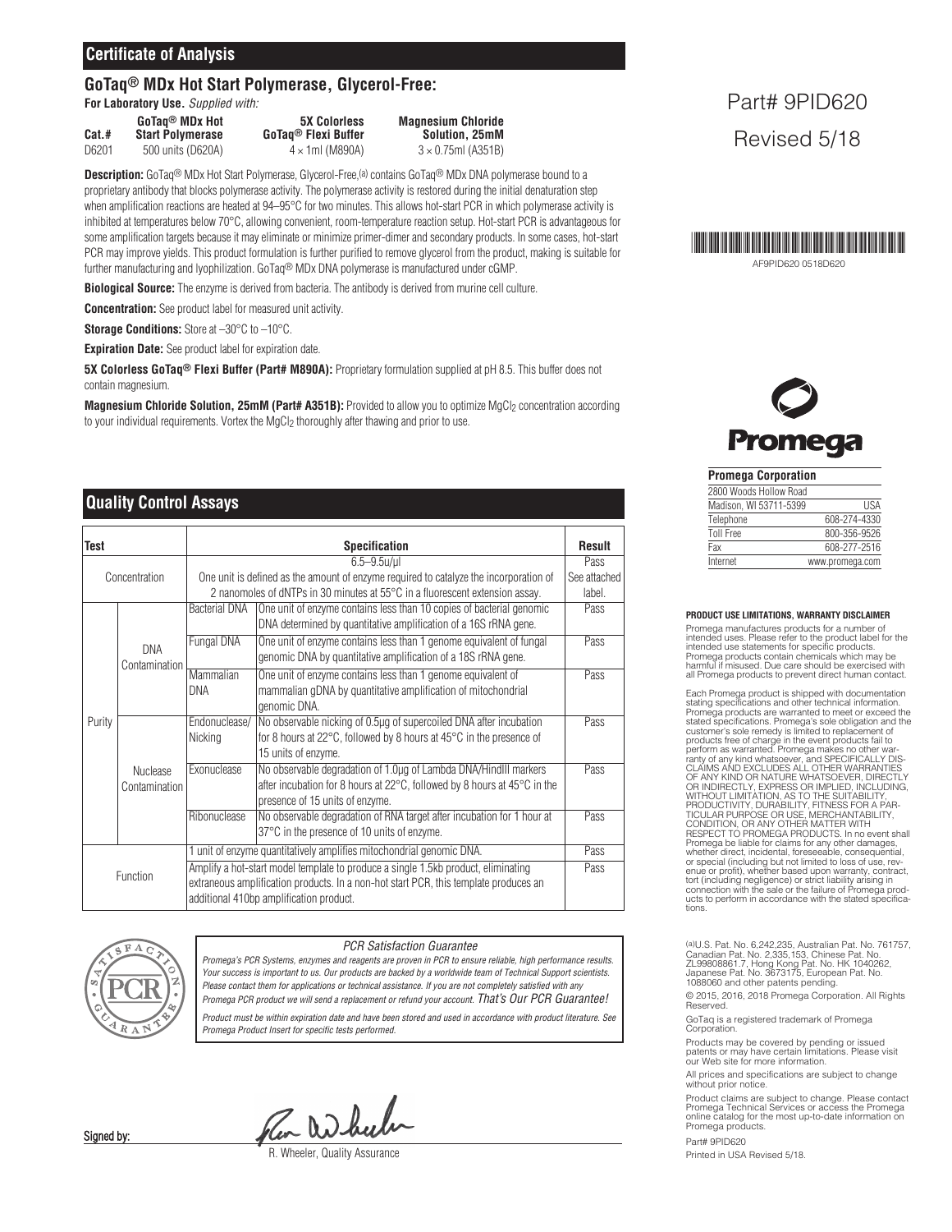## Certificate of Analysis

### GoTaq® MDx Hot Start Polymerase, Glycerol-Free:

**For Laboratory Use.** *Supplied with:*

| Cat.# | GoTaq® MDx Hot Start Polymerase | 5X Colorless GoTaq® Flexi Buffer | Magnesium Chloride Solution, 25mM |
|---|---|---|---|
| D6201 | 500 units (D620A) | 4 × 1ml (M890A) | 3 × 0.75ml (A351B) |

Part# 9PID620

Revised 5/18

AF9PID620 0518D620

**Description:** GoTaq® MDx Hot Start Polymerase, Glycerol-Free,[a] contains GoTaq® MDx DNA polymerase bound to a proprietary antibody that blocks polymerase activity. The polymerase activity is restored during the initial denaturation step when amplification reactions are heated at 94–95°C for two minutes. This allows hot-start PCR in which polymerase activity is inhibited at temperatures below 70°C, allowing convenient, room-temperature reaction setup. Hot-start PCR is advantageous for some amplification targets because it may eliminate or minimize primer-dimer and secondary products. In some cases, hot-start PCR may improve yields. This product formulation is further purified to remove glycerol from the product, making is suitable for further manufacturing and lyophilization. GoTaq® MDx DNA polymerase is manufactured under cGMP.

**Biological Source:** The enzyme is derived from bacteria. The antibody is derived from murine cell culture.

**Concentration:** See product label for measured unit activity.

**Storage Conditions:** Store at –30°C to –10°C.

**Expiration Date:** See product label for expiration date.

**5X Colorless GoTaq® Flexi Buffer (Part# M890A):** Proprietary formulation supplied at pH 8.5. This buffer does not contain magnesium.

**Magnesium Chloride Solution, 25mM (Part# A351B):** Provided to allow you to optimize $MgCl_2$ concentration according to your individual requirements. Vortex the $MgCl_2$ thoroughly after thawing and prior to use.

## Quality Control Assays

| Test | | | Specification | Result |
|---|---|---|---|---|
| Concentration | | | 6.5–9.5u/µl<br>One unit is defined as the amount of enzyme required to catalyze the incorporation of 2 nanomoles of dNTPs in 30 minutes at 55°C in a fluorescent extension assay. | Pass<br>See attached label. |
| Purity | DNA Contamination | Bacterial DNA | One unit of enzyme contains less than 10 copies of bacterial genomic DNA determined by quantitative amplification of a 16S rRNA gene. | Pass |
| | | Fungal DNA | One unit of enzyme contains less than 1 genome equivalent of fungal genomic DNA by quantitative amplification of a 18S rRNA gene. | Pass |
| | | Mammalian DNA | One unit of enzyme contains less than 1 genome equivalent of mammalian gDNA by quantitative amplification of mitochondrial genomic DNA. | Pass |
| | Nuclease Contamination | Endonuclease/ Nicking | No observable nicking of 0.5µg of supercoiled DNA after incubation for 8 hours at 22°C, followed by 8 hours at 45°C in the presence of 15 units of enzyme. | Pass |
| | | Exonuclease | No observable degradation of 1.0µg of Lambda DNA/HindIII markers after incubation for 8 hours at 22°C, followed by 8 hours at 45°C in the presence of 15 units of enzyme. | Pass |
| | | Ribonuclease | No observable degradation of RNA target after incubation for 1 hour at 37°C in the presence of 10 units of enzyme. | Pass |
| Function | | | 1 unit of enzyme quantitatively amplifies mitochondrial genomic DNA. | Pass |
| | | | Amplify a hot-start model template to produce a single 1.5kb product, eliminating extraneous amplification products. In a non-hot start PCR, this template produces an additional 410bp amplification product. | Pass |

*PCR Satisfaction Guarantee*

*Promega's PCR Systems, enzymes and reagents are proven in PCR to ensure reliable, high performance results. Your success is important to us. Our products are backed by a worldwide team of Technical Support scientists. Please contact them for applications or technical assistance. If you are not completely satisfied with any Promega PCR product we will send a replacement or refund your account.* ***That's Our PCR Guarantee!***

*Product must be within expiration date and have been stored and used in accordance with product literature. See Promega Product Insert for specific tests performed.*

Signed by:

R. Wheeler, Quality Assurance

**Promega Corporation**

| | |
|---|---|
| 2800 Woods Hollow Road | |
| Madison, WI 53711-5399 | USA |
| Telephone | 608-274-4330 |
| Toll Free | 800-356-9526 |
| Fax | 608-277-2516 |
| Internet | www.promega.com |

**PRODUCT USE LIMITATIONS, WARRANTY DISCLAIMER**

Promega manufactures products for a number of intended uses. Please refer to the product label for the intended use statements for specific products. Promega products contain chemicals which may be harmful if misused. Due care should be exercised with all Promega products to prevent direct human contact.

Each Promega product is shipped with documentation stating specifications and other technical information. Promega products are warranted to meet or exceed the stated specifications. Promega's sole obligation and the customer's sole remedy is limited to replacement of products free of charge in the event products fail to perform as warranted. Promega makes no other warranty of any kind whatsoever, and SPECIFICALLY DISCLAIMS AND EXCLUDES ALL OTHER WARRANTIES OF ANY KIND OR NATURE WHATSOEVER, DIRECTLY OR INDIRECTLY, EXPRESS OR IMPLIED, INCLUDING, WITHOUT LIMITATION, AS TO THE SUITABILITY, PRODUCTIVITY, DURABILITY, FITNESS FOR A PARTICULAR PURPOSE OR USE, MERCHANTABILITY, CONDITION, OR ANY OTHER MATTER WITH RESPECT TO PROMEGA PRODUCTS. In no event shall Promega be liable for claims for any other damages, whether direct, incidental, foreseeable, consequential, or special (including but not limited to loss of use, revenue or profit), whether based upon warranty, contract, tort (including negligence) or strict liability arising in connection with the sale or the failure of Promega products to perform in accordance with the stated specifications.

[a]U.S. Pat. No. 6,242,235, Australian Pat. No. 761757, Canadian Pat. No. 2,335,153, Chinese Pat. No. ZL99808861.7, Hong Kong Pat. No. HK 1040262, Japanese Pat. No. 3673175, European Pat. No. 1088060 and other patents pending.

© 2015, 2016, 2018 Promega Corporation. All Rights Reserved.

GoTaq is a registered trademark of Promega Corporation.

Products may be covered by pending or issued patents or may have certain limitations. Please visit our Web site for more information.

All prices and specifications are subject to change without prior notice.

Product claims are subject to change. Please contact Promega Technical Services or access the Promega online catalog for the most up-to-date information on Promega products.

Part# 9PID620

Printed in USA Revised 5/18.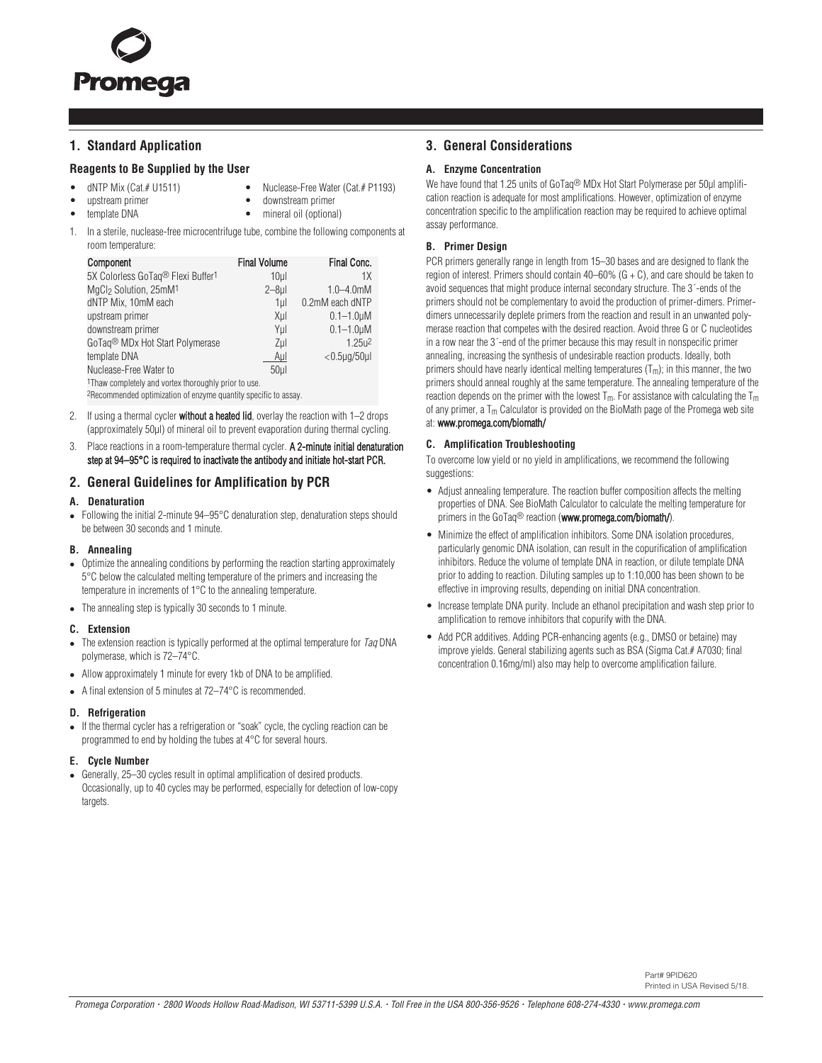## 1. Standard Application

### Reagents to Be Supplied by the User

- dNTP Mix (Cat.# U1511)
- Nuclease-Free Water (Cat.# P1193)
- upstream primer
- downstream primer
- template DNA
- mineral oil (optional)

1. In a sterile, nuclease-free microcentrifuge tube, combine the following components at room temperature:

| Component | Final Volume | Final Conc. |
|---|---|---|
| 5X Colorless GoTaq® Flexi Buffer[1] | 10µl | 1X |
| $MgCl_2$ Solution, 25mM[1] | 2–8µl | 1.0–4.0mM |
| dNTP Mix, 10mM each | 1µl | 0.2mM each dNTP |
| upstream primer | Xµl | 0.1–1.0µM |
| downstream primer | Yµl | 0.1–1.0µM |
| GoTaq® MDx Hot Start Polymerase | Zµl | 1.25u[2] |
| template DNA | Aµl | <0.5µg/50µl |
| Nuclease-Free Water to | 50µl | |

[1]Thaw completely and vortex thoroughly prior to use.
[2]Recommended optimization of enzyme quantity specific to assay.

2. If using a thermal cycler **without a heated lid**, overlay the reaction with 1–2 drops (approximately 50µl) of mineral oil to prevent evaporation during thermal cycling.
3. Place reactions in a room-temperature thermal cycler. **A 2-minute initial denaturation step at 94–95°C is required to inactivate the antibody and initiate hot-start PCR.**

## 2. General Guidelines for Amplification by PCR

### A. Denaturation

- Following the initial 2-minute 94–95°C denaturation step, denaturation steps should be between 30 seconds and 1 minute.

### B. Annealing

- Optimize the annealing conditions by performing the reaction starting approximately 5°C below the calculated melting temperature of the primers and increasing the temperature in increments of 1°C to the annealing temperature.
- The annealing step is typically 30 seconds to 1 minute.

### C. Extension

- The extension reaction is typically performed at the optimal temperature for *Taq* DNA polymerase, which is 72–74°C.
- Allow approximately 1 minute for every 1kb of DNA to be amplified.
- A final extension of 5 minutes at 72–74°C is recommended.

### D. Refrigeration

- If the thermal cycler has a refrigeration or "soak" cycle, the cycling reaction can be programmed to end by holding the tubes at 4°C for several hours.

### E. Cycle Number

- Generally, 25–30 cycles result in optimal amplification of desired products. Occasionally, up to 40 cycles may be performed, especially for detection of low-copy targets.

## 3. General Considerations

### A. Enzyme Concentration

We have found that 1.25 units of GoTaq® MDx Hot Start Polymerase per 50µl amplification reaction is adequate for most amplifications. However, optimization of enzyme concentration specific to the amplification reaction may be required to achieve optimal assay performance.

### B. Primer Design

PCR primers generally range in length from 15–30 bases and are designed to flank the region of interest. Primers should contain 40–60% (G + C), and care should be taken to avoid sequences that might produce internal secondary structure. The 3´-ends of the primers should not be complementary to avoid the production of primer-dimers. Primer-dimers unnecessarily deplete primers from the reaction and result in an unwanted polymerase reaction that competes with the desired reaction. Avoid three G or C nucleotides in a row near the 3´-end of the primer because this may result in nonspecific primer annealing, increasing the synthesis of undesirable reaction products. Ideally, both primers should have nearly identical melting temperatures ($T_m$); in this manner, the two primers should anneal roughly at the same temperature. The annealing temperature of the reaction depends on the primer with the lowest $T_m$. For assistance with calculating the $T_m$ of any primer, a $T_m$ Calculator is provided on the BioMath page of the Promega web site at: **www.promega.com/biomath/**

### C. Amplification Troubleshooting

To overcome low yield or no yield in amplifications, we recommend the following suggestions:

- Adjust annealing temperature. The reaction buffer composition affects the melting properties of DNA. See BioMath Calculator to calculate the melting temperature for primers in the GoTaq® reaction (**www.promega.com/biomath/**).
- Minimize the effect of amplification inhibitors. Some DNA isolation procedures, particularly genomic DNA isolation, can result in the copurification of amplification inhibitors. Reduce the volume of template DNA in reaction, or dilute template DNA prior to adding to reaction. Diluting samples up to 1:10,000 has been shown to be effective in improving results, depending on initial DNA concentration.
- Increase template DNA purity. Include an ethanol precipitation and wash step prior to amplification to remove inhibitors that copurify with the DNA.
- Add PCR additives. Adding PCR-enhancing agents (e.g., DMSO or betaine) may improve yields. General stabilizing agents such as BSA (Sigma Cat.# A7030; final concentration 0.16mg/ml) also may help to overcome amplification failure.

Part# 9PID620
Printed in USA Revised 5/18.